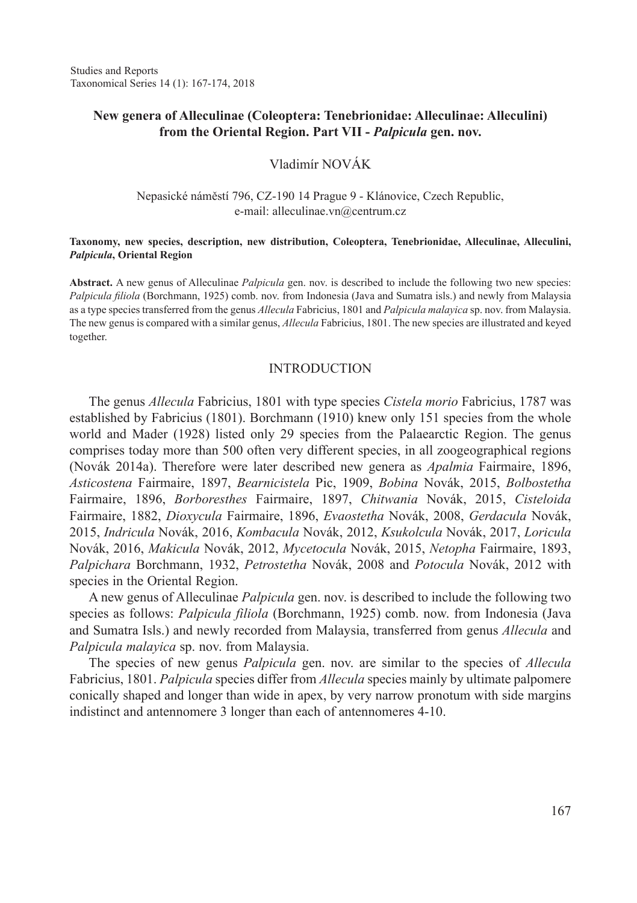# New genera of Alleculinae (Coleoptera: Tenebrionidae: Alleculinae: Alleculini) from the Oriental Region. Part VII - *Palpicula* gen. nov.

Vladimír NOVÁK

Nepasické náměstí 796, CZ-190 14 Prague 9 - Klánovice, Czech Republic,
e-mail: alleculinae.vn@centrum.cz

**Taxonomy, new species, description, new distribution, Coleoptera, Tenebrionidae, Alleculinae, Alleculini, *Palpicula*, Oriental Region**

**Abstract.** A new genus of Alleculinae *Palpicula* gen. nov. is described to include the following two new species: *Palpicula filiola* (Borchmann, 1925) comb. nov. from Indonesia (Java and Sumatra isls.) and newly from Malaysia as a type species transferred from the genus *Allecula* Fabricius, 1801 and *Palpicula malayica* sp. nov. from Malaysia. The new genus is compared with a similar genus, *Allecula* Fabricius, 1801. The new species are illustrated and keyed together.

## INTRODUCTION

The genus *Allecula* Fabricius, 1801 with type species *Cistela morio* Fabricius, 1787 was established by Fabricius (1801). Borchmann (1910) knew only 151 species from the whole world and Mader (1928) listed only 29 species from the Palaearctic Region. The genus comprises today more than 500 often very different species, in all zoogeographical regions (Novák 2014a). Therefore were later described new genera as *Apalmia* Fairmaire, 1896, *Asticostena* Fairmaire, 1897, *Bearnicistela* Pic, 1909, *Bobina* Novák, 2015, *Bolbostetha* Fairmaire, 1896, *Borboresthes* Fairmaire, 1897, *Chitwania* Novák, 2015, *Cisteloida* Fairmaire, 1882, *Dioxycula* Fairmaire, 1896, *Evaostetha* Novák, 2008, *Gerdacula* Novák, 2015, *Indricula* Novák, 2016, *Kombacula* Novák, 2012, *Ksukolcula* Novák, 2017, *Loricula* Novák, 2016, *Makicula* Novák, 2012, *Mycetocula* Novák, 2015, *Netopha* Fairmaire, 1893, *Palpichara* Borchmann, 1932, *Petrostetha* Novák, 2008 and *Potocula* Novák, 2012 with species in the Oriental Region.

A new genus of Alleculinae *Palpicula* gen. nov. is described to include the following two species as follows: *Palpicula filiola* (Borchmann, 1925) comb. now. from Indonesia (Java and Sumatra Isls.) and newly recorded from Malaysia, transferred from genus *Allecula* and *Palpicula malayica* sp. nov. from Malaysia.

The species of new genus *Palpicula* gen. nov. are similar to the species of *Allecula* Fabricius, 1801. *Palpicula* species differ from *Allecula* species mainly by ultimate palpomere conically shaped and longer than wide in apex, by very narrow pronotum with side margins indistinct and antennomere 3 longer than each of antennomeres 4-10.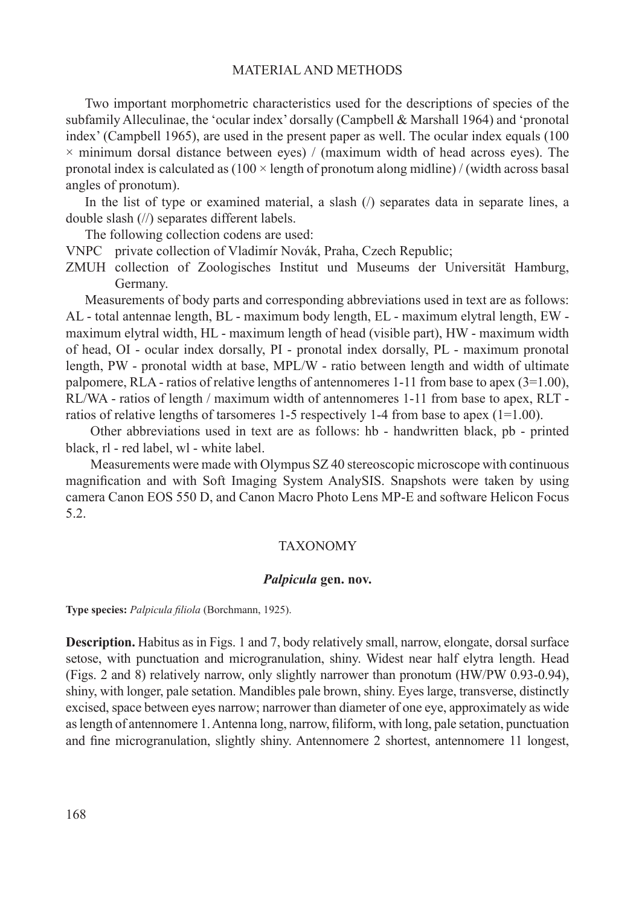## MATERIAL AND METHODS

Two important morphometric characteristics used for the descriptions of species of the subfamily Alleculinae, the 'ocular index' dorsally (Campbell & Marshall 1964) and 'pronotal index' (Campbell 1965), are used in the present paper as well. The ocular index equals (100 × minimum dorsal distance between eyes) / (maximum width of head across eyes). The pronotal index is calculated as (100 × length of pronotum along midline) / (width across basal angles of pronotum).

In the list of type or examined material, a slash (/) separates data in separate lines, a double slash (//) separates different labels.

The following collection codens are used:

VNPC private collection of Vladimír Novák, Praha, Czech Republic;

ZMUH collection of Zoologisches Institut und Museums der Universität Hamburg, Germany.

Measurements of body parts and corresponding abbreviations used in text are as follows: AL - total antennae length, BL - maximum body length, EL - maximum elytral length, EW - maximum elytral width, HL - maximum length of head (visible part), HW - maximum width of head, OI - ocular index dorsally, PI - pronotal index dorsally, PL - maximum pronotal length, PW - pronotal width at base, MPL/W - ratio between length and width of ultimate palpomere, RLA - ratios of relative lengths of antennomeres 1-11 from base to apex (3=1.00), RL/WA - ratios of length / maximum width of antennomeres 1-11 from base to apex, RLT - ratios of relative lengths of tarsomeres 1-5 respectively 1-4 from base to apex (1=1.00).

Other abbreviations used in text are as follows: hb - handwritten black, pb - printed black, rl - red label, wl - white label.

Measurements were made with Olympus SZ 40 stereoscopic microscope with continuous magnification and with Soft Imaging System AnalySIS. Snapshots were taken by using camera Canon EOS 550 D, and Canon Macro Photo Lens MP-E and software Helicon Focus 5.2.

## TAXONOMY

### *Palpicula* gen. nov.

**Type species:** *Palpicula filiola* (Borchmann, 1925).

**Description.** Habitus as in Figs. 1 and 7, body relatively small, narrow, elongate, dorsal surface setose, with punctuation and microgranulation, shiny. Widest near half elytra length. Head (Figs. 2 and 8) relatively narrow, only slightly narrower than pronotum (HW/PW 0.93-0.94), shiny, with longer, pale setation. Mandibles pale brown, shiny. Eyes large, transverse, distinctly excised, space between eyes narrow; narrower than diameter of one eye, approximately as wide as length of antennomere 1. Antenna long, narrow, filiform, with long, pale setation, punctuation and fine microgranulation, slightly shiny. Antennomere 2 shortest, antennomere 11 longest,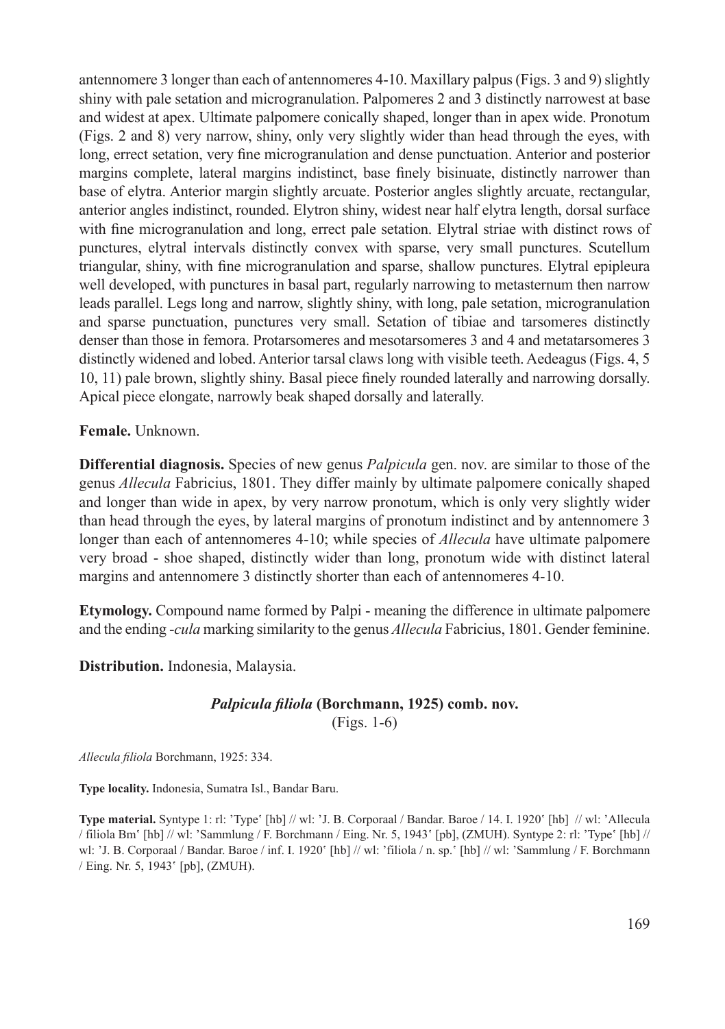antennomere 3 longer than each of antennomeres 4-10. Maxillary palpus (Figs. 3 and 9) slightly shiny with pale setation and microgranulation. Palpomeres 2 and 3 distinctly narrowest at base and widest at apex. Ultimate palpomere conically shaped, longer than in apex wide. Pronotum (Figs. 2 and 8) very narrow, shiny, only very slightly wider than head through the eyes, with long, errect setation, very fine microgranulation and dense punctuation. Anterior and posterior margins complete, lateral margins indistinct, base finely bisinuate, distinctly narrower than base of elytra. Anterior margin slightly arcuate. Posterior angles slightly arcuate, rectangular, anterior angles indistinct, rounded. Elytron shiny, widest near half elytra length, dorsal surface with fine microgranulation and long, errect pale setation. Elytral striae with distinct rows of punctures, elytral intervals distinctly convex with sparse, very small punctures. Scutellum triangular, shiny, with fine microgranulation and sparse, shallow punctures. Elytral epipleura well developed, with punctures in basal part, regularly narrowing to metasternum then narrow leads parallel. Legs long and narrow, slightly shiny, with long, pale setation, microgranulation and sparse punctuation, punctures very small. Setation of tibiae and tarsomeres distinctly denser than those in femora. Protarsomeres and mesotarsomeres 3 and 4 and metatarsomeres 3 distinctly widened and lobed. Anterior tarsal claws long with visible teeth. Aedeagus (Figs. 4, 5 10, 11) pale brown, slightly shiny. Basal piece finely rounded laterally and narrowing dorsally. Apical piece elongate, narrowly beak shaped dorsally and laterally.

**Female.** Unknown.

**Differential diagnosis.** Species of new genus *Palpicula* gen. nov. are similar to those of the genus *Allecula* Fabricius, 1801. They differ mainly by ultimate palpomere conically shaped and longer than wide in apex, by very narrow pronotum, which is only very slightly wider than head through the eyes, by lateral margins of pronotum indistinct and by antennomere 3 longer than each of antennomeres 4-10; while species of *Allecula* have ultimate palpomere very broad - shoe shaped, distinctly wider than long, pronotum wide with distinct lateral margins and antennomere 3 distinctly shorter than each of antennomeres 4-10.

**Etymology.** Compound name formed by Palpi - meaning the difference in ultimate palpomere and the ending *-cula* marking similarity to the genus *Allecula* Fabricius, 1801. Gender feminine.

**Distribution.** Indonesia, Malaysia.

### *Palpicula filiola* (Borchmann, 1925) comb. nov.
(Figs. 1-6)

*Allecula filiola* Borchmann, 1925: 334.

**Type locality.** Indonesia, Sumatra Isl., Bandar Baru.

**Type material.** Syntype 1: rl: 'Type' [hb] // wl: 'J. B. Corporaal / Bandar. Baroe / 14. I. 1920' [hb] // wl: 'Allecula / filiola Bm' [hb] // wl: 'Sammlung / F. Borchmann / Eing. Nr. 5, 1943' [pb], (ZMUH). Syntype 2: rl: 'Type' [hb] // wl: 'J. B. Corporaal / Bandar. Baroe / inf. I. 1920' [hb] // wl: 'filiola / n. sp.' [hb] // wl: 'Sammlung / F. Borchmann / Eing. Nr. 5, 1943' [pb], (ZMUH).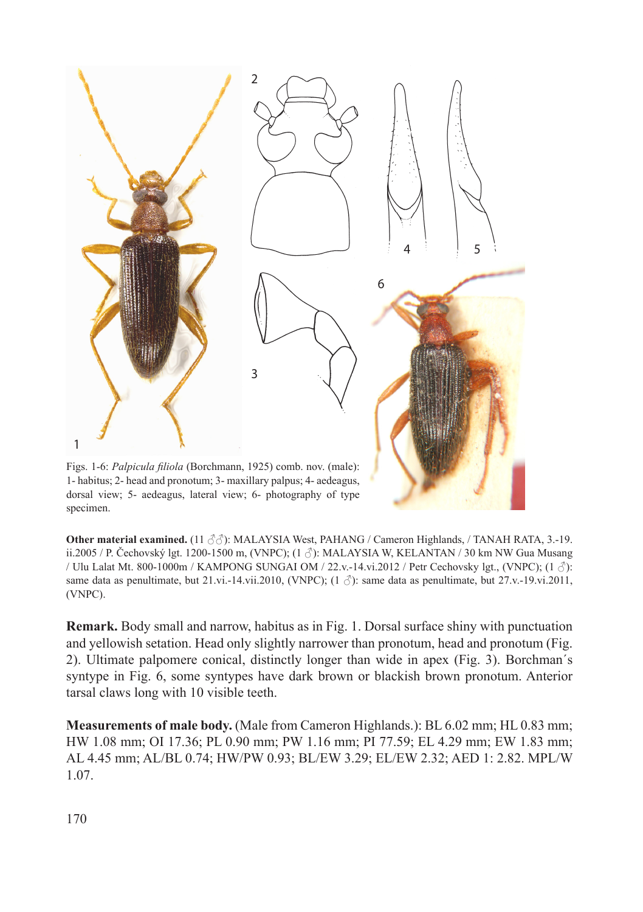Figs. 1-6: *Palpicula filiola* (Borchmann, 1925) comb. nov. (male): 1- habitus; 2- head and pronotum; 3- maxillary palpus; 4- aedeagus, dorsal view; 5- aedeagus, lateral view; 6- photography of type specimen.

**Other material examined.** (11 ♂♂): MALAYSIA West, PAHANG / Cameron Highlands, / TANAH RATA, 3.-19. ii.2005 / P. Čechovský lgt. 1200-1500 m, (VNPC); (1 ♂): MALAYSIA W, KELANTAN / 30 km NW Gua Musang / Ulu Lalat Mt. 800-1000m / KAMPONG SUNGAI OM / 22.v.-14.vi.2012 / Petr Cechovsky lgt., (VNPC); (1 ♂): same data as penultimate, but 21.vi.-14.vii.2010, (VNPC); (1 ♂): same data as penultimate, but 27.v.-19.vi.2011, (VNPC).

**Remark.** Body small and narrow, habitus as in Fig. 1. Dorsal surface shiny with punctuation and yellowish setation. Head only slightly narrower than pronotum, head and pronotum (Fig. 2). Ultimate palpomere conical, distinctly longer than wide in apex (Fig. 3). Borchman´s syntype in Fig. 6, some syntypes have dark brown or blackish brown pronotum. Anterior tarsal claws long with 10 visible teeth.

**Measurements of male body.** (Male from Cameron Highlands.): BL 6.02 mm; HL 0.83 mm; HW 1.08 mm; OI 17.36; PL 0.90 mm; PW 1.16 mm; PI 77.59; EL 4.29 mm; EW 1.83 mm; AL 4.45 mm; AL/BL 0.74; HW/PW 0.93; BL/EW 3.29; EL/EW 2.32; AED 1: 2.82. MPL/W 1.07.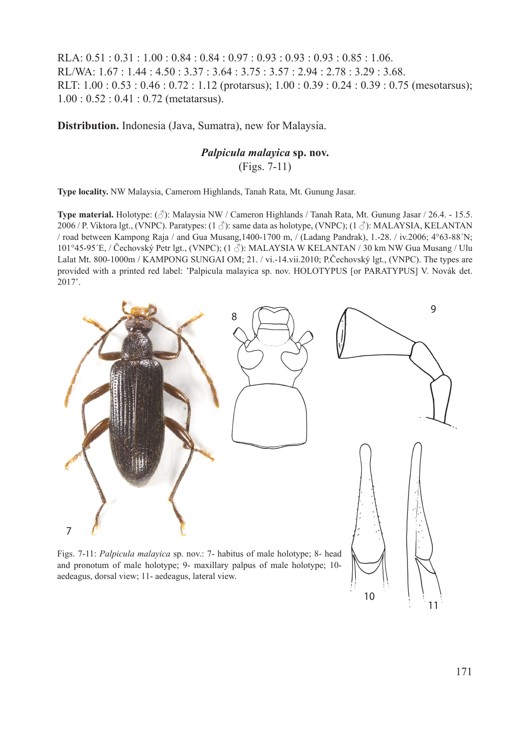RLA: 0.51 : 0.31 : 1.00 : 0.84 : 0.84 : 0.97 : 0.93 : 0.93 : 0.93 : 0.85 : 1.06.
RL/WA: 1.67 : 1.44 : 4.50 : 3.37 : 3.64 : 3.75 : 3.57 : 2.94 : 2.78 : 3.29 : 3.68.
RLT: 1.00 : 0.53 : 0.46 : 0.72 : 1.12 (protarsus); 1.00 : 0.39 : 0.24 : 0.39 : 0.75 (mesotarsus); 1.00 : 0.52 : 0.41 : 0.72 (metatarsus).

**Distribution.** Indonesia (Java, Sumatra), new for Malaysia.

## *Palpicula malayica* sp. nov.

(Figs. 7-11)

**Type locality.** NW Malaysia, Camerom Highlands, Tanah Rata, Mt. Gunung Jasar.

**Type material.** Holotype: (♂): Malaysia NW / Cameron Highlands / Tanah Rata, Mt. Gunung Jasar / 26.4. - 15.5. 2006 / P. Viktora lgt., (VNPC). Paratypes: (1 ♂): same data as holotype, (VNPC); (1 ♂): MALAYSIA, KELANTAN / road between Kampong Raja / and Gua Musang,1400-1700 m, / (Ladang Pandrak), 1.-28. / iv.2006; 4°63-88´N; 101°45-95´E, / Čechovský Petr lgt., (VNPC); (1 ♂): MALAYSIA W KELANTAN / 30 km NW Gua Musang / Ulu Lalat Mt. 800-1000m / KAMPONG SUNGAI OM; 21. / vi.-14.vii.2010; P.Čechovský lgt., (VNPC). The types are provided with a printed red label: 'Palpicula malayica sp. nov. HOLOTYPUS [or PARATYPUS] V. Novák det. 2017'.

Figs. 7-11: *Palpicula malayica* sp. nov.: 7- habitus of male holotype; 8- head and pronotum of male holotype; 9- maxillary palpus of male holotype; 10- aedeagus, dorsal view; 11- aedeagus, lateral view.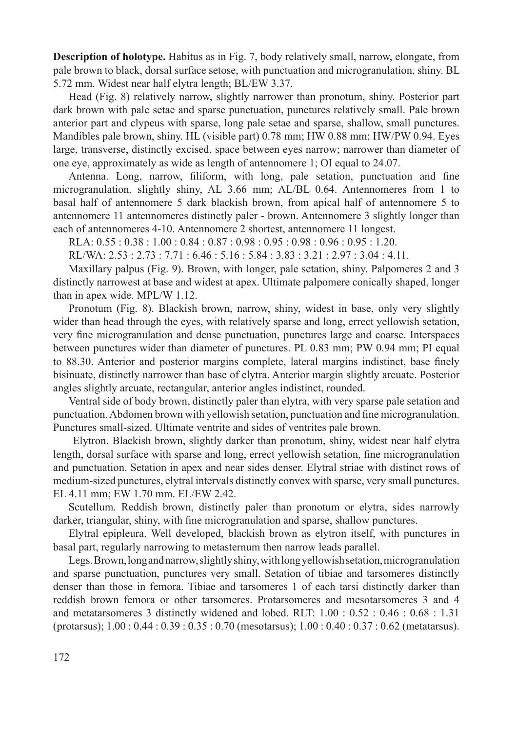**Description of holotype.** Habitus as in Fig. 7, body relatively small, narrow, elongate, from pale brown to black, dorsal surface setose, with punctuation and microgranulation, shiny. BL 5.72 mm. Widest near half elytra length; BL/EW 3.37.

Head (Fig. 8) relatively narrow, slightly narrower than pronotum, shiny. Posterior part dark brown with pale setae and sparse punctuation, punctures relatively small. Pale brown anterior part and clypeus with sparse, long pale setae and sparse, shallow, small punctures. Mandibles pale brown, shiny. HL (visible part) 0.78 mm; HW 0.88 mm; HW/PW 0.94. Eyes large, transverse, distinctly excised, space between eyes narrow; narrower than diameter of one eye, approximately as wide as length of antennomere 1; OI equal to 24.07.

Antenna. Long, narrow, filiform, with long, pale setation, punctuation and fine microgranulation, slightly shiny, AL 3.66 mm; AL/BL 0.64. Antennomeres from 1 to basal half of antennomere 5 dark blackish brown, from apical half of antennomere 5 to antennomere 11 antennomeres distinctly paler - brown. Antennomere 3 slightly longer than each of antennomeres 4-10. Antennomere 2 shortest, antennomere 11 longest.

RLA: 0.55 : 0.38 : 1.00 : 0.84 : 0.87 : 0.98 : 0.95 : 0.98 : 0.96 : 0.95 : 1.20.

RL/WA: 2.53 : 2.73 : 7.71 : 6.46 : 5.16 : 5.84 : 3.83 : 3.21 : 2.97 : 3.04 : 4.11.

Maxillary palpus (Fig. 9). Brown, with longer, pale setation, shiny. Palpomeres 2 and 3 distinctly narrowest at base and widest at apex. Ultimate palpomere conically shaped, longer than in apex wide. MPL/W 1.12.

Pronotum (Fig. 8). Blackish brown, narrow, shiny, widest in base, only very slightly wider than head through the eyes, with relatively sparse and long, errect yellowish setation, very fine microgranulation and dense punctuation, punctures large and coarse. Interspaces between punctures wider than diameter of punctures. PL 0.83 mm; PW 0.94 mm; PI equal to 88.30. Anterior and posterior margins complete, lateral margins indistinct, base finely bisinuate, distinctly narrower than base of elytra. Anterior margin slightly arcuate. Posterior angles slightly arcuate, rectangular, anterior angles indistinct, rounded.

Ventral side of body brown, distinctly paler than elytra, with very sparse pale setation and punctuation. Abdomen brown with yellowish setation, punctuation and fine microgranulation. Punctures small-sized. Ultimate ventrite and sides of ventrites pale brown.

Elytron. Blackish brown, slightly darker than pronotum, shiny, widest near half elytra length, dorsal surface with sparse and long, errect yellowish setation, fine microgranulation and punctuation. Setation in apex and near sides denser. Elytral striae with distinct rows of medium-sized punctures, elytral intervals distinctly convex with sparse, very small punctures. EL 4.11 mm; EW 1.70 mm. EL/EW 2.42.

Scutellum. Reddish brown, distinctly paler than pronotum or elytra, sides narrowly darker, triangular, shiny, with fine microgranulation and sparse, shallow punctures.

Elytral epipleura. Well developed, blackish brown as elytron itself, with punctures in basal part, regularly narrowing to metasternum then narrow leads parallel.

Legs. Brown, long and narrow, slightly shiny, with long yellowish setation, microgranulation and sparse punctuation, punctures very small. Setation of tibiae and tarsomeres distinctly denser than those in femora. Tibiae and tarsomeres 1 of each tarsi distinctly darker than reddish brown femora or other tarsomeres. Protarsomeres and mesotarsomeres 3 and 4 and metatarsomeres 3 distinctly widened and lobed. RLT: 1.00 : 0.52 : 0.46 : 0.68 : 1.31 (protarsus); 1.00 : 0.44 : 0.39 : 0.35 : 0.70 (mesotarsus); 1.00 : 0.40 : 0.37 : 0.62 (metatarsus).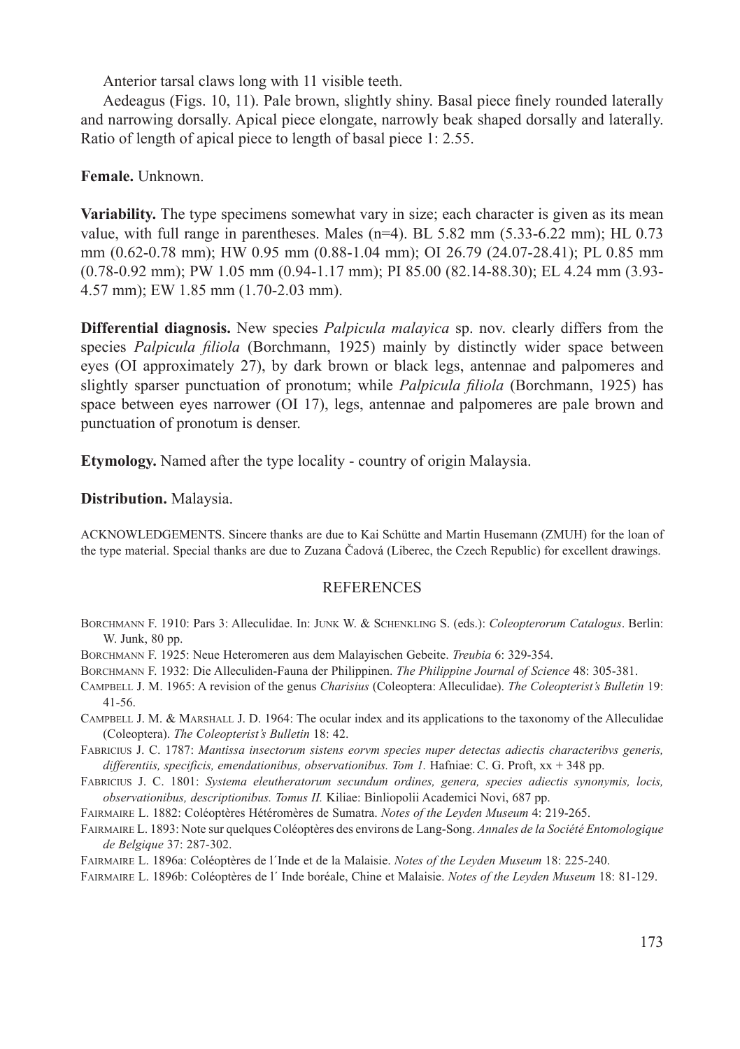Anterior tarsal claws long with 11 visible teeth.

Aedeagus (Figs. 10, 11). Pale brown, slightly shiny. Basal piece finely rounded laterally and narrowing dorsally. Apical piece elongate, narrowly beak shaped dorsally and laterally. Ratio of length of apical piece to length of basal piece 1: 2.55.

**Female.** Unknown.

**Variability.** The type specimens somewhat vary in size; each character is given as its mean value, with full range in parentheses. Males (n=4). BL 5.82 mm (5.33-6.22 mm); HL 0.73 mm (0.62-0.78 mm); HW 0.95 mm (0.88-1.04 mm); OI 26.79 (24.07-28.41); PL 0.85 mm (0.78-0.92 mm); PW 1.05 mm (0.94-1.17 mm); PI 85.00 (82.14-88.30); EL 4.24 mm (3.93-4.57 mm); EW 1.85 mm (1.70-2.03 mm).

**Differential diagnosis.** New species *Palpicula malayica* sp. nov. clearly differs from the species *Palpicula filiola* (Borchmann, 1925) mainly by distinctly wider space between eyes (OI approximately 27), by dark brown or black legs, antennae and palpomeres and slightly sparser punctuation of pronotum; while *Palpicula filiola* (Borchmann, 1925) has space between eyes narrower (OI 17), legs, antennae and palpomeres are pale brown and punctuation of pronotum is denser.

**Etymology.** Named after the type locality - country of origin Malaysia.

**Distribution.** Malaysia.

ACKNOWLEDGEMENTS. Sincere thanks are due to Kai Schütte and Martin Husemann (ZMUH) for the loan of the type material. Special thanks are due to Zuzana Čadová (Liberec, the Czech Republic) for excellent drawings.

## REFERENCES

Borchmann F. 1910: Pars 3: Alleculidae. In: Junk W. & Schenkling S. (eds.): *Coleopterorum Catalogus*. Berlin: W. Junk, 80 pp.

Borchmann F. 1925: Neue Heteromeren aus dem Malayischen Gebeite. *Treubia* 6: 329-354.

Borchmann F. 1932: Die Alleculiden-Fauna der Philippinen. *The Philippine Journal of Science* 48: 305-381.

Campbell J. M. 1965: A revision of the genus *Charisius* (Coleoptera: Alleculidae). *The Coleopterist's Bulletin* 19: 41-56.

Campbell J. M. & Marshall J. D. 1964: The ocular index and its applications to the taxonomy of the Alleculidae (Coleoptera). *The Coleopterist's Bulletin* 18: 42.

Fabricius J. C. 1787: *Mantissa insectorum sistens eorvm species nuper detectas adiectis characteribvs generis, differentiis, specificis, emendationibus, observationibus. Tom 1.* Hafniae: C. G. Proft, xx + 348 pp.

Fabricius J. C. 1801: *Systema eleutheratorum secundum ordines, genera, species adiectis synonymis, locis, observationibus, descriptionibus. Tomus II.* Kiliae: Binliopolii Academici Novi, 687 pp.

Fairmaire L. 1882: Coléoptères Hétéromères de Sumatra. *Notes of the Leyden Museum* 4: 219-265.

Fairmaire L. 1893: Note sur quelques Coléoptères des environs de Lang-Song. *Annales de la Société Entomologique de Belgique* 37: 287-302.

Fairmaire L. 1896a: Coléoptères de l´Inde et de la Malaisie. *Notes of the Leyden Museum* 18: 225-240.

Fairmaire L. 1896b: Coléoptères de l´ Inde boréale, Chine et Malaisie. *Notes of the Leyden Museum* 18: 81-129.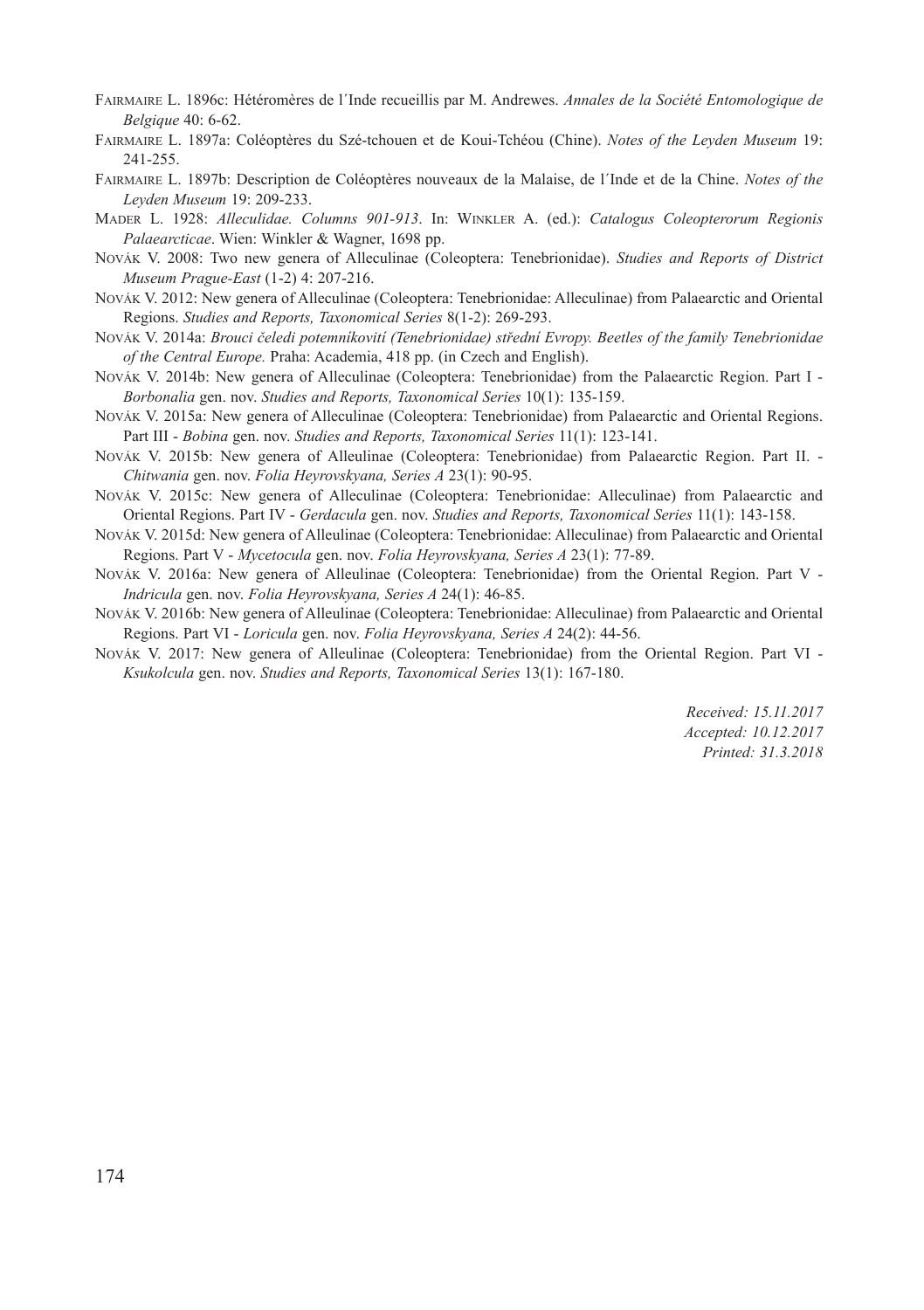Fairmaire L. 1896c: Hétéromères de l´Inde recueillis par M. Andrewes. *Annales de la Société Entomologique de Belgique* 40: 6-62.

Fairmaire L. 1897a: Coléoptères du Szé-tchouen et de Koui-Tchéou (Chine). *Notes of the Leyden Museum* 19: 241-255.

Fairmaire L. 1897b: Description de Coléoptères nouveaux de la Malaise, de l´Inde et de la Chine. *Notes of the Leyden Museum* 19: 209-233.

Mader L. 1928: *Alleculidae. Columns 901-913*. In: Winkler A. (ed.): *Catalogus Coleopterorum Regionis Palaearcticae*. Wien: Winkler & Wagner, 1698 pp.

Novák V. 2008: Two new genera of Alleculinae (Coleoptera: Tenebrionidae). *Studies and Reports of District Museum Prague-East* (1-2) 4: 207-216.

Novák V. 2012: New genera of Alleculinae (Coleoptera: Tenebrionidae: Alleculinae) from Palaearctic and Oriental Regions. *Studies and Reports, Taxonomical Series* 8(1-2): 269-293.

Novák V. 2014a: *Brouci čeledi potemníkovití (Tenebrionidae) střední Evropy. Beetles of the family Tenebrionidae of the Central Europe.* Praha: Academia, 418 pp. (in Czech and English).

Novák V. 2014b: New genera of Alleculinae (Coleoptera: Tenebrionidae) from the Palaearctic Region. Part I - *Borbonalia* gen. nov. *Studies and Reports, Taxonomical Series* 10(1): 135-159.

Novák V. 2015a: New genera of Alleculinae (Coleoptera: Tenebrionidae) from Palaearctic and Oriental Regions. Part III - *Bobina* gen. nov. *Studies and Reports, Taxonomical Series* 11(1): 123-141.

Novák V. 2015b: New genera of Alleulinae (Coleoptera: Tenebrionidae) from Palaearctic Region. Part II. - *Chitwania* gen. nov. *Folia Heyrovskyana, Series A* 23(1): 90-95.

Novák V. 2015c: New genera of Alleculinae (Coleoptera: Tenebrionidae: Alleculinae) from Palaearctic and Oriental Regions. Part IV - *Gerdacula* gen. nov. *Studies and Reports, Taxonomical Series* 11(1): 143-158.

Novák V. 2015d: New genera of Alleculinae (Coleoptera: Tenebrionidae: Alleculinae) from Palaearctic and Oriental Regions. Part V - *Mycetocula* gen. nov. *Folia Heyrovskyana, Series A* 23(1): 77-89.

Novák V. 2016a: New genera of Alleulinae (Coleoptera: Tenebrionidae) from the Oriental Region. Part V - *Indricula* gen. nov. *Folia Heyrovskyana, Series A* 24(1): 46-85.

Novák V. 2016b: New genera of Alleulinae (Coleoptera: Tenebrionidae: Alleculinae) from Palaearctic and Oriental Regions. Part VI - *Loricula* gen. nov. *Folia Heyrovskyana, Series A* 24(2): 44-56.

Novák V. 2017: New genera of Alleulinae (Coleoptera: Tenebrionidae) from the Oriental Region. Part VI - *Ksukolcula* gen. nov. *Studies and Reports, Taxonomical Series* 13(1): 167-180.

*Received: 15.11.2017*
*Accepted: 10.12.2017*
*Printed: 31.3.2018*